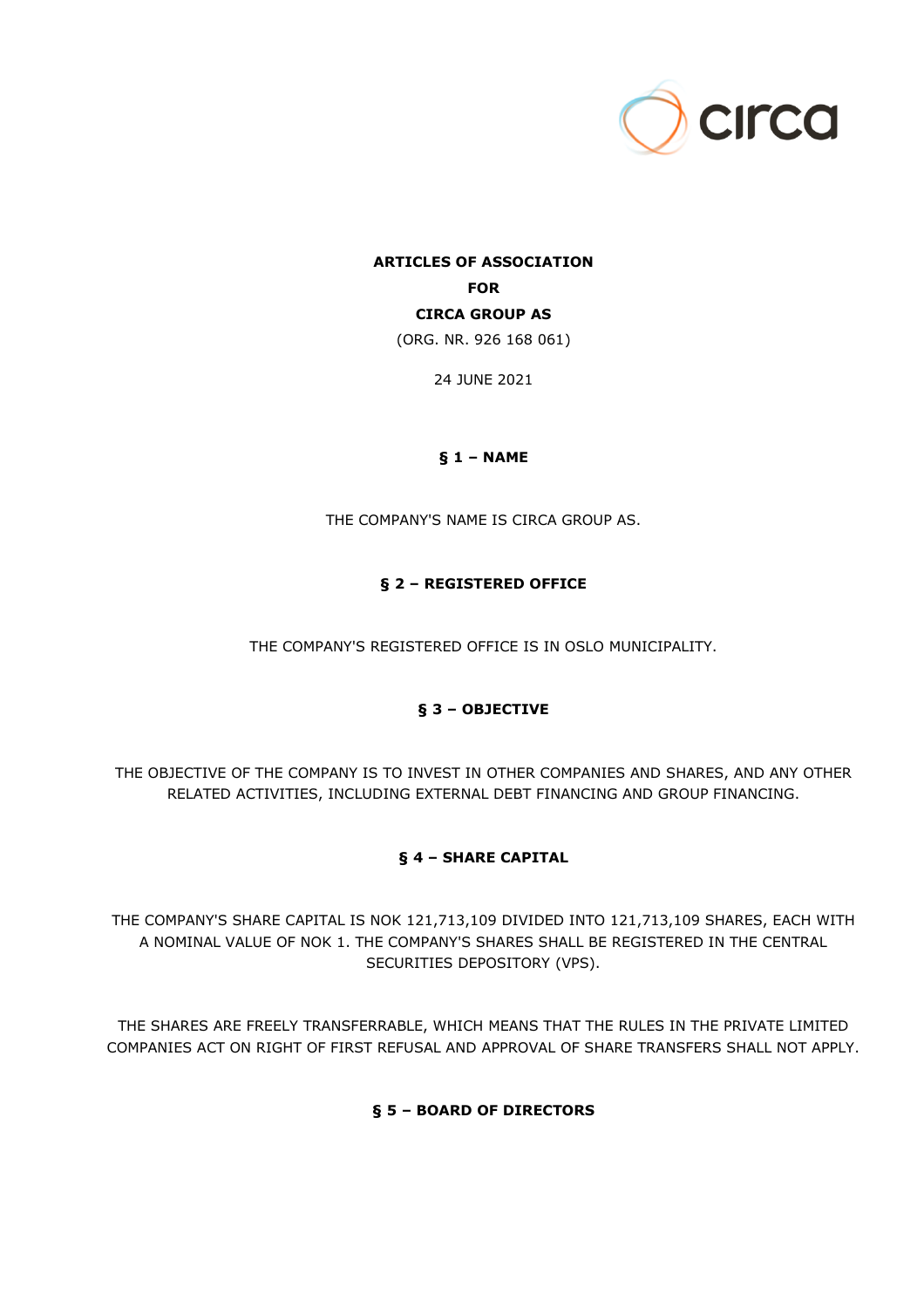# ARTICLES OF ASSOCIATION
# FOR
# CIRCA GROUP AS

(ORG. NR. 926 168 061)

24 JUNE 2021

## § 1 – NAME

THE COMPANY'S NAME IS CIRCA GROUP AS.

## § 2 – REGISTERED OFFICE

THE COMPANY'S REGISTERED OFFICE IS IN OSLO MUNICIPALITY.

## § 3 – OBJECTIVE

THE OBJECTIVE OF THE COMPANY IS TO INVEST IN OTHER COMPANIES AND SHARES, AND ANY OTHER RELATED ACTIVITIES, INCLUDING EXTERNAL DEBT FINANCING AND GROUP FINANCING.

## § 4 – SHARE CAPITAL

THE COMPANY'S SHARE CAPITAL IS NOK 121,713,109 DIVIDED INTO 121,713,109 SHARES, EACH WITH A NOMINAL VALUE OF NOK 1. THE COMPANY'S SHARES SHALL BE REGISTERED IN THE CENTRAL SECURITIES DEPOSITORY (VPS).

THE SHARES ARE FREELY TRANSFERRABLE, WHICH MEANS THAT THE RULES IN THE PRIVATE LIMITED COMPANIES ACT ON RIGHT OF FIRST REFUSAL AND APPROVAL OF SHARE TRANSFERS SHALL NOT APPLY.

## § 5 – BOARD OF DIRECTORS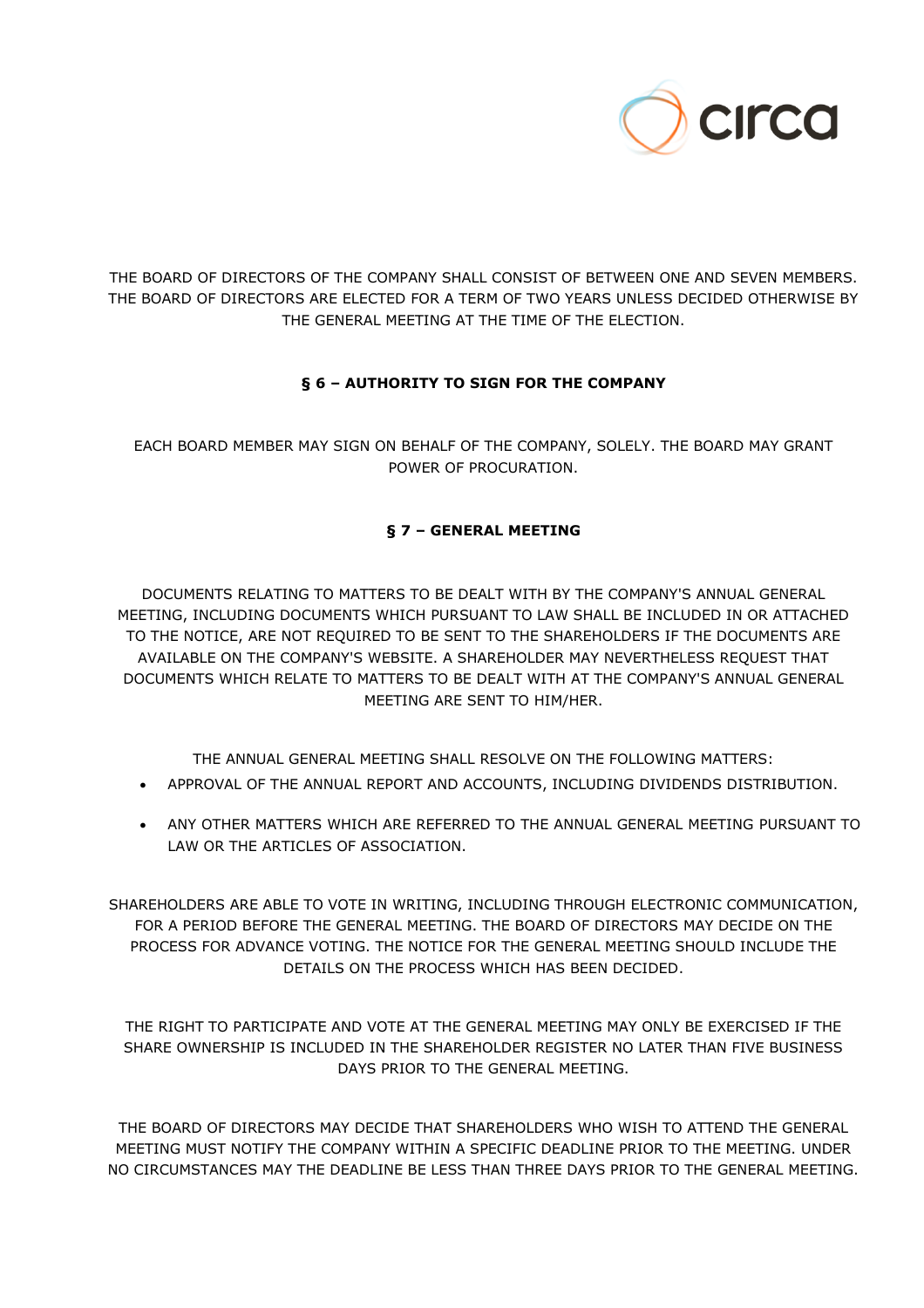THE BOARD OF DIRECTORS OF THE COMPANY SHALL CONSIST OF BETWEEN ONE AND SEVEN MEMBERS. THE BOARD OF DIRECTORS ARE ELECTED FOR A TERM OF TWO YEARS UNLESS DECIDED OTHERWISE BY THE GENERAL MEETING AT THE TIME OF THE ELECTION.

**§ 6 – AUTHORITY TO SIGN FOR THE COMPANY**

EACH BOARD MEMBER MAY SIGN ON BEHALF OF THE COMPANY, SOLELY. THE BOARD MAY GRANT POWER OF PROCURATION.

**§ 7 – GENERAL MEETING**

DOCUMENTS RELATING TO MATTERS TO BE DEALT WITH BY THE COMPANY'S ANNUAL GENERAL MEETING, INCLUDING DOCUMENTS WHICH PURSUANT TO LAW SHALL BE INCLUDED IN OR ATTACHED TO THE NOTICE, ARE NOT REQUIRED TO BE SENT TO THE SHAREHOLDERS IF THE DOCUMENTS ARE AVAILABLE ON THE COMPANY'S WEBSITE. A SHAREHOLDER MAY NEVERTHELESS REQUEST THAT DOCUMENTS WHICH RELATE TO MATTERS TO BE DEALT WITH AT THE COMPANY'S ANNUAL GENERAL MEETING ARE SENT TO HIM/HER.

THE ANNUAL GENERAL MEETING SHALL RESOLVE ON THE FOLLOWING MATTERS:

- APPROVAL OF THE ANNUAL REPORT AND ACCOUNTS, INCLUDING DIVIDENDS DISTRIBUTION.
- ANY OTHER MATTERS WHICH ARE REFERRED TO THE ANNUAL GENERAL MEETING PURSUANT TO LAW OR THE ARTICLES OF ASSOCIATION.

SHAREHOLDERS ARE ABLE TO VOTE IN WRITING, INCLUDING THROUGH ELECTRONIC COMMUNICATION, FOR A PERIOD BEFORE THE GENERAL MEETING. THE BOARD OF DIRECTORS MAY DECIDE ON THE PROCESS FOR ADVANCE VOTING. THE NOTICE FOR THE GENERAL MEETING SHOULD INCLUDE THE DETAILS ON THE PROCESS WHICH HAS BEEN DECIDED.

THE RIGHT TO PARTICIPATE AND VOTE AT THE GENERAL MEETING MAY ONLY BE EXERCISED IF THE SHARE OWNERSHIP IS INCLUDED IN THE SHAREHOLDER REGISTER NO LATER THAN FIVE BUSINESS DAYS PRIOR TO THE GENERAL MEETING.

THE BOARD OF DIRECTORS MAY DECIDE THAT SHAREHOLDERS WHO WISH TO ATTEND THE GENERAL MEETING MUST NOTIFY THE COMPANY WITHIN A SPECIFIC DEADLINE PRIOR TO THE MEETING. UNDER NO CIRCUMSTANCES MAY THE DEADLINE BE LESS THAN THREE DAYS PRIOR TO THE GENERAL MEETING.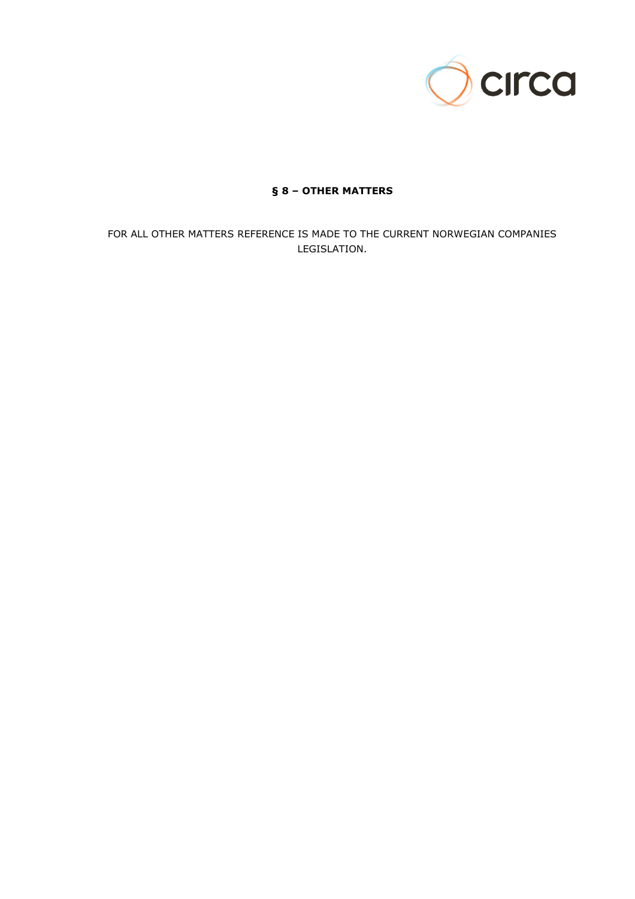## § 8 – OTHER MATTERS

FOR ALL OTHER MATTERS REFERENCE IS MADE TO THE CURRENT NORWEGIAN COMPANIES LEGISLATION.